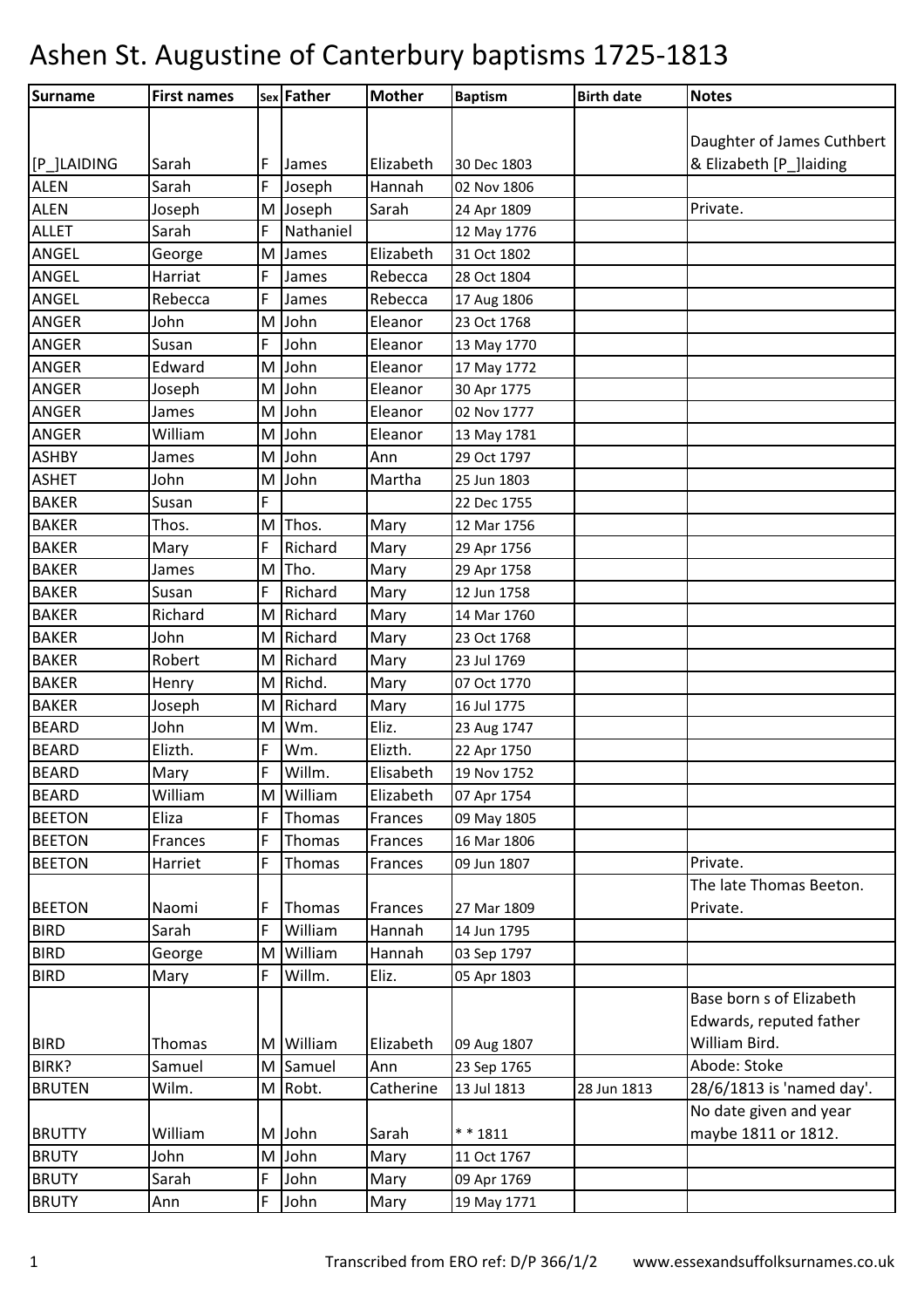# Ashen St. Augustine of Canterbury baptisms 1725-1813

| Surname | First names | Sex | Father | Mother | Baptism | Birth date | Notes |
|---|---|---|---|---|---|---|---|
| [P_]LAIDING | Sarah | F | James | Elizabeth | 30 Dec 1803 | | Daughter of James Cuthbert & Elizabeth [P_]laiding |
| ALEN | Sarah | F | Joseph | Hannah | 02 Nov 1806 | | |
| ALEN | Joseph | M | Joseph | Sarah | 24 Apr 1809 | | Private. |
| ALLET | Sarah | F | Nathaniel | | 12 May 1776 | | |
| ANGEL | George | M | James | Elizabeth | 31 Oct 1802 | | |
| ANGEL | Harriat | F | James | Rebecca | 28 Oct 1804 | | |
| ANGEL | Rebecca | F | James | Rebecca | 17 Aug 1806 | | |
| ANGER | John | M | John | Eleanor | 23 Oct 1768 | | |
| ANGER | Susan | F | John | Eleanor | 13 May 1770 | | |
| ANGER | Edward | M | John | Eleanor | 17 May 1772 | | |
| ANGER | Joseph | M | John | Eleanor | 30 Apr 1775 | | |
| ANGER | James | M | John | Eleanor | 02 Nov 1777 | | |
| ANGER | William | M | John | Eleanor | 13 May 1781 | | |
| ASHBY | James | M | John | Ann | 29 Oct 1797 | | |
| ASHET | John | M | John | Martha | 25 Jun 1803 | | |
| BAKER | Susan | F | | | 22 Dec 1755 | | |
| BAKER | Thos. | M | Thos. | Mary | 12 Mar 1756 | | |
| BAKER | Mary | F | Richard | Mary | 29 Apr 1756 | | |
| BAKER | James | M | Tho. | Mary | 29 Apr 1758 | | |
| BAKER | Susan | F | Richard | Mary | 12 Jun 1758 | | |
| BAKER | Richard | M | Richard | Mary | 14 Mar 1760 | | |
| BAKER | John | M | Richard | Mary | 23 Oct 1768 | | |
| BAKER | Robert | M | Richard | Mary | 23 Jul 1769 | | |
| BAKER | Henry | M | Richd. | Mary | 07 Oct 1770 | | |
| BAKER | Joseph | M | Richard | Mary | 16 Jul 1775 | | |
| BEARD | John | M | Wm. | Eliz. | 23 Aug 1747 | | |
| BEARD | Elizth. | F | Wm. | Elizth. | 22 Apr 1750 | | |
| BEARD | Mary | F | Willm. | Elisabeth | 19 Nov 1752 | | |
| BEARD | William | M | William | Elizabeth | 07 Apr 1754 | | |
| BEETON | Eliza | F | Thomas | Frances | 09 May 1805 | | |
| BEETON | Frances | F | Thomas | Frances | 16 Mar 1806 | | |
| BEETON | Harriet | F | Thomas | Frances | 09 Jun 1807 | | Private. |
| BEETON | Naomi | F | Thomas | Frances | 27 Mar 1809 | | The late Thomas Beeton. Private. |
| BIRD | Sarah | F | William | Hannah | 14 Jun 1795 | | |
| BIRD | George | M | William | Hannah | 03 Sep 1797 | | |
| BIRD | Mary | F | Willm. | Eliz. | 05 Apr 1803 | | |
| BIRD | Thomas | M | William | Elizabeth | 09 Aug 1807 | | Base born s of Elizabeth Edwards, reputed father William Bird. |
| BIRK? | Samuel | M | Samuel | Ann | 23 Sep 1765 | | Abode: Stoke |
| BRUTEN | Wilm. | M | Robt. | Catherine | 13 Jul 1813 | 28 Jun 1813 | 28/6/1813 is 'named day'. |
| BRUTTY | William | M | John | Sarah | * * 1811 | | No date given and year maybe 1811 or 1812. |
| BRUTY | John | M | John | Mary | 11 Oct 1767 | | |
| BRUTY | Sarah | F | John | Mary | 09 Apr 1769 | | |
| BRUTY | Ann | F | John | Mary | 19 May 1771 | | |

Transcribed from ERO ref: D/P 366/1/2 www.essexandsuffolksurnames.co.uk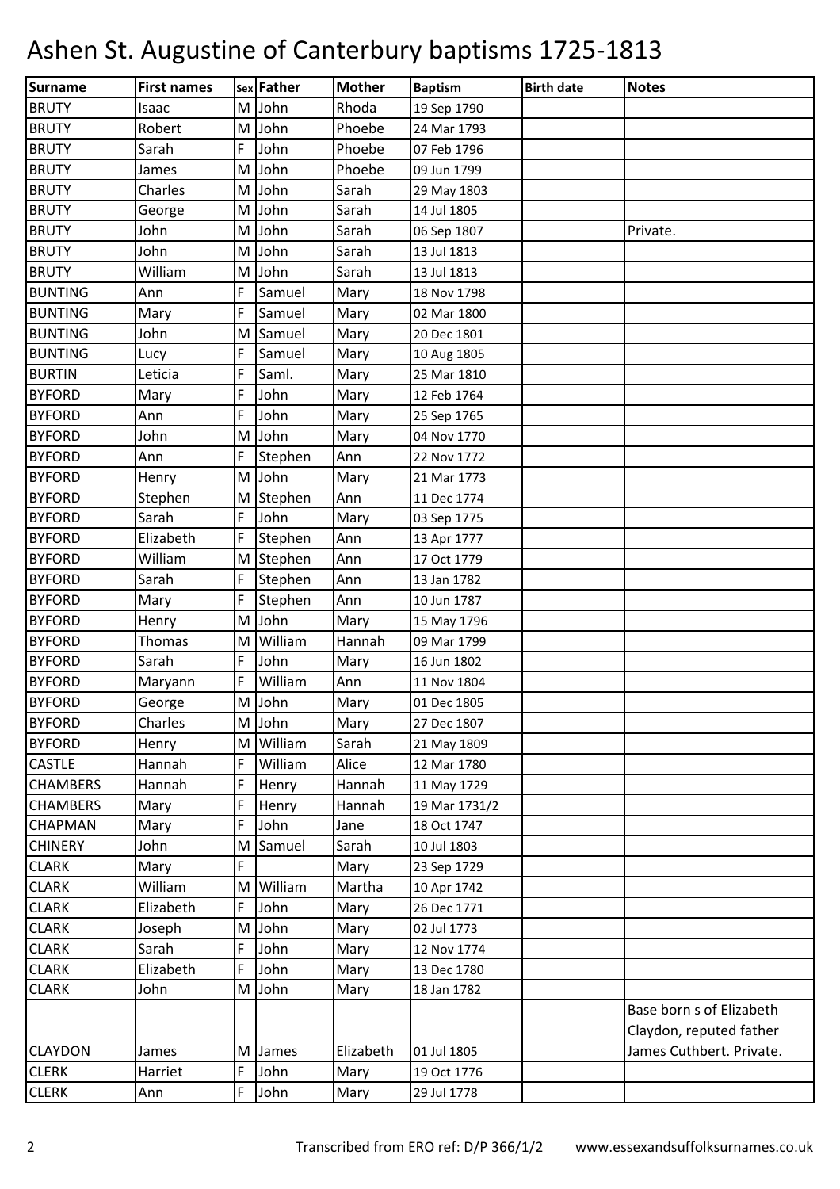# Ashen St. Augustine of Canterbury baptisms 1725-1813

| Surname | First names | Sex | Father | Mother | Baptism | Birth date | Notes |
|---|---|---|---|---|---|---|---|
| BRUTY | Isaac | M | John | Rhoda | 19 Sep 1790 | | |
| BRUTY | Robert | M | John | Phoebe | 24 Mar 1793 | | |
| BRUTY | Sarah | F | John | Phoebe | 07 Feb 1796 | | |
| BRUTY | James | M | John | Phoebe | 09 Jun 1799 | | |
| BRUTY | Charles | M | John | Sarah | 29 May 1803 | | |
| BRUTY | George | M | John | Sarah | 14 Jul 1805 | | |
| BRUTY | John | M | John | Sarah | 06 Sep 1807 | | Private. |
| BRUTY | John | M | John | Sarah | 13 Jul 1813 | | |
| BRUTY | William | M | John | Sarah | 13 Jul 1813 | | |
| BUNTING | Ann | F | Samuel | Mary | 18 Nov 1798 | | |
| BUNTING | Mary | F | Samuel | Mary | 02 Mar 1800 | | |
| BUNTING | John | M | Samuel | Mary | 20 Dec 1801 | | |
| BUNTING | Lucy | F | Samuel | Mary | 10 Aug 1805 | | |
| BURTIN | Leticia | F | Saml. | Mary | 25 Mar 1810 | | |
| BYFORD | Mary | F | John | Mary | 12 Feb 1764 | | |
| BYFORD | Ann | F | John | Mary | 25 Sep 1765 | | |
| BYFORD | John | M | John | Mary | 04 Nov 1770 | | |
| BYFORD | Ann | F | Stephen | Ann | 22 Nov 1772 | | |
| BYFORD | Henry | M | John | Mary | 21 Mar 1773 | | |
| BYFORD | Stephen | M | Stephen | Ann | 11 Dec 1774 | | |
| BYFORD | Sarah | F | John | Mary | 03 Sep 1775 | | |
| BYFORD | Elizabeth | F | Stephen | Ann | 13 Apr 1777 | | |
| BYFORD | William | M | Stephen | Ann | 17 Oct 1779 | | |
| BYFORD | Sarah | F | Stephen | Ann | 13 Jan 1782 | | |
| BYFORD | Mary | F | Stephen | Ann | 10 Jun 1787 | | |
| BYFORD | Henry | M | John | Mary | 15 May 1796 | | |
| BYFORD | Thomas | M | William | Hannah | 09 Mar 1799 | | |
| BYFORD | Sarah | F | John | Mary | 16 Jun 1802 | | |
| BYFORD | Maryann | F | William | Ann | 11 Nov 1804 | | |
| BYFORD | George | M | John | Mary | 01 Dec 1805 | | |
| BYFORD | Charles | M | John | Mary | 27 Dec 1807 | | |
| BYFORD | Henry | M | William | Sarah | 21 May 1809 | | |
| CASTLE | Hannah | F | William | Alice | 12 Mar 1780 | | |
| CHAMBERS | Hannah | F | Henry | Hannah | 11 May 1729 | | |
| CHAMBERS | Mary | F | Henry | Hannah | 19 Mar 1731/2 | | |
| CHAPMAN | Mary | F | John | Jane | 18 Oct 1747 | | |
| CHINERY | John | M | Samuel | Sarah | 10 Jul 1803 | | |
| CLARK | Mary | F | | Mary | 23 Sep 1729 | | |
| CLARK | William | M | William | Martha | 10 Apr 1742 | | |
| CLARK | Elizabeth | F | John | Mary | 26 Dec 1771 | | |
| CLARK | Joseph | M | John | Mary | 02 Jul 1773 | | |
| CLARK | Sarah | F | John | Mary | 12 Nov 1774 | | |
| CLARK | Elizabeth | F | John | Mary | 13 Dec 1780 | | |
| CLARK | John | M | John | Mary | 18 Jan 1782 | | |
| CLAYDON | James | M | James | Elizabeth | 01 Jul 1805 | | Base born s of Elizabeth Claydon, reputed father James Cuthbert. Private. |
| CLERK | Harriet | F | John | Mary | 19 Oct 1776 | | |
| CLERK | Ann | F | John | Mary | 29 Jul 1778 | | |

Transcribed from ERO ref: D/P 366/1/2 www.essexandsuffolksurnames.co.uk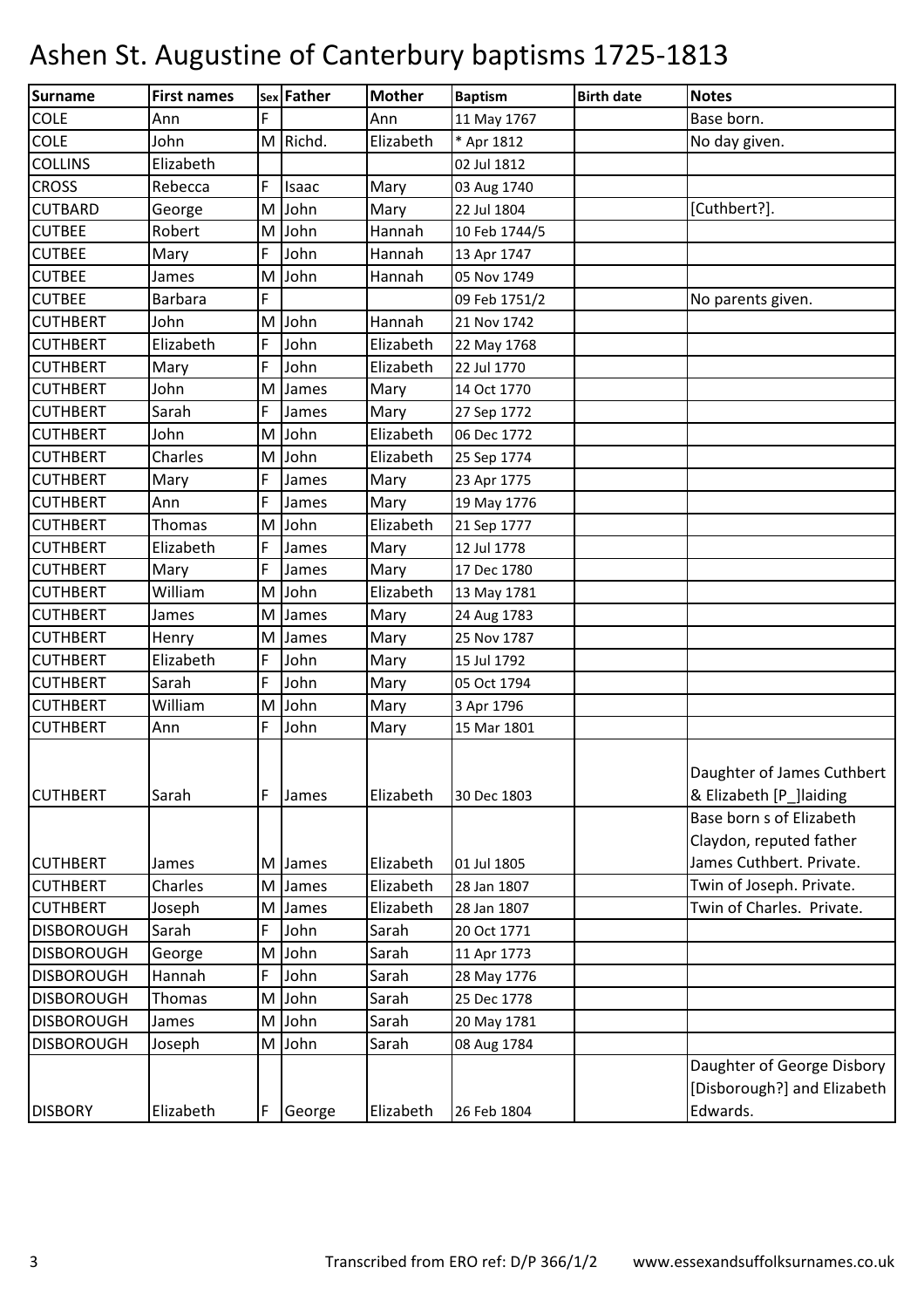# Ashen St. Augustine of Canterbury baptisms 1725-1813

| Surname | First names | Sex | Father | Mother | Baptism | Birth date | Notes |
|---|---|---|---|---|---|---|---|
| COLE | Ann | F | | Ann | 11 May 1767 | | Base born. |
| COLE | John | M | Richd. | Elizabeth | * Apr 1812 | | No day given. |
| COLLINS | Elizabeth | | | | 02 Jul 1812 | | |
| CROSS | Rebecca | F | Isaac | Mary | 03 Aug 1740 | | |
| CUTBARD | George | M | John | Mary | 22 Jul 1804 | | [Cuthbert?]. |
| CUTBEE | Robert | M | John | Hannah | 10 Feb 1744/5 | | |
| CUTBEE | Mary | F | John | Hannah | 13 Apr 1747 | | |
| CUTBEE | James | M | John | Hannah | 05 Nov 1749 | | |
| CUTBEE | Barbara | F | | | 09 Feb 1751/2 | | No parents given. |
| CUTHBERT | John | M | John | Hannah | 21 Nov 1742 | | |
| CUTHBERT | Elizabeth | F | John | Elizabeth | 22 May 1768 | | |
| CUTHBERT | Mary | F | John | Elizabeth | 22 Jul 1770 | | |
| CUTHBERT | John | M | James | Mary | 14 Oct 1770 | | |
| CUTHBERT | Sarah | F | James | Mary | 27 Sep 1772 | | |
| CUTHBERT | John | M | John | Elizabeth | 06 Dec 1772 | | |
| CUTHBERT | Charles | M | John | Elizabeth | 25 Sep 1774 | | |
| CUTHBERT | Mary | F | James | Mary | 23 Apr 1775 | | |
| CUTHBERT | Ann | F | James | Mary | 19 May 1776 | | |
| CUTHBERT | Thomas | M | John | Elizabeth | 21 Sep 1777 | | |
| CUTHBERT | Elizabeth | F | James | Mary | 12 Jul 1778 | | |
| CUTHBERT | Mary | F | James | Mary | 17 Dec 1780 | | |
| CUTHBERT | William | M | John | Elizabeth | 13 May 1781 | | |
| CUTHBERT | James | M | James | Mary | 24 Aug 1783 | | |
| CUTHBERT | Henry | M | James | Mary | 25 Nov 1787 | | |
| CUTHBERT | Elizabeth | F | John | Mary | 15 Jul 1792 | | |
| CUTHBERT | Sarah | F | John | Mary | 05 Oct 1794 | | |
| CUTHBERT | William | M | John | Mary | 3 Apr 1796 | | |
| CUTHBERT | Ann | F | John | Mary | 15 Mar 1801 | | |
| CUTHBERT | Sarah | F | James | Elizabeth | 30 Dec 1803 | | Daughter of James Cuthbert & Elizabeth [P_]laiding |
| CUTHBERT | James | M | James | Elizabeth | 01 Jul 1805 | | Base born s of Elizabeth Claydon, reputed father James Cuthbert. Private. |
| CUTHBERT | Charles | M | James | Elizabeth | 28 Jan 1807 | | Twin of Joseph. Private. |
| CUTHBERT | Joseph | M | James | Elizabeth | 28 Jan 1807 | | Twin of Charles. Private. |
| DISBOROUGH | Sarah | F | John | Sarah | 20 Oct 1771 | | |
| DISBOROUGH | George | M | John | Sarah | 11 Apr 1773 | | |
| DISBOROUGH | Hannah | F | John | Sarah | 28 May 1776 | | |
| DISBOROUGH | Thomas | M | John | Sarah | 25 Dec 1778 | | |
| DISBOROUGH | James | M | John | Sarah | 20 May 1781 | | |
| DISBOROUGH | Joseph | M | John | Sarah | 08 Aug 1784 | | |
| DISBORY | Elizabeth | F | George | Elizabeth | 26 Feb 1804 | | Daughter of George Disbory [Disborough?] and Elizabeth Edwards. |

Transcribed from ERO ref: D/P 366/1/2 www.essexandsuffolksurnames.co.uk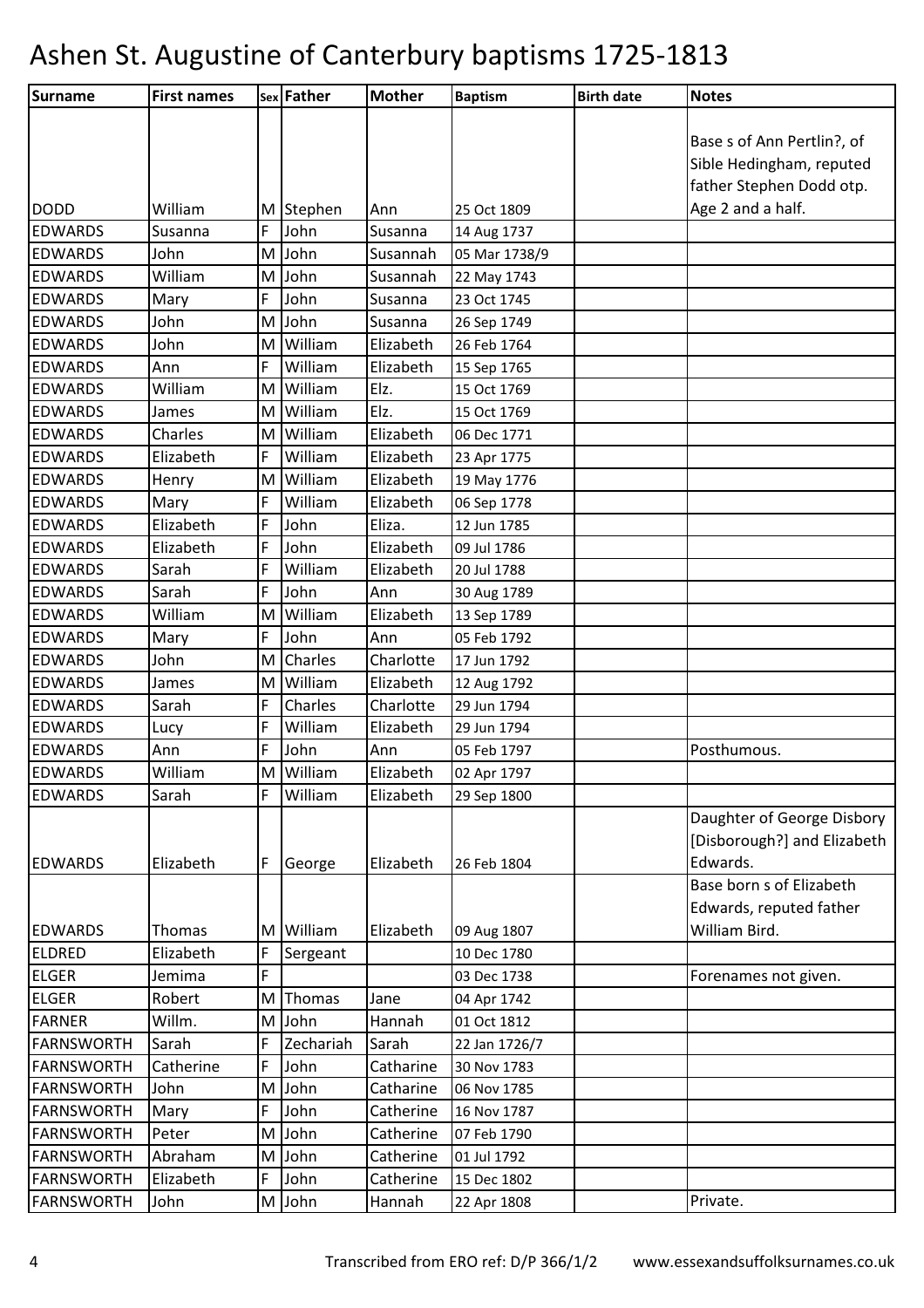# Ashen St. Augustine of Canterbury baptisms 1725-1813

| Surname | First names | Sex | Father | Mother | Baptism | Birth date | Notes |
|---|---|---|---|---|---|---|---|
| DODD | William | M | Stephen | Ann | 25 Oct 1809 | | Base s of Ann Pertlin?, of Sible Hedingham, reputed father Stephen Dodd otp. Age 2 and a half. |
| EDWARDS | Susanna | F | John | Susanna | 14 Aug 1737 | | |
| EDWARDS | John | M | John | Susannah | 05 Mar 1738/9 | | |
| EDWARDS | William | M | John | Susannah | 22 May 1743 | | |
| EDWARDS | Mary | F | John | Susanna | 23 Oct 1745 | | |
| EDWARDS | John | M | John | Susanna | 26 Sep 1749 | | |
| EDWARDS | John | M | William | Elizabeth | 26 Feb 1764 | | |
| EDWARDS | Ann | F | William | Elizabeth | 15 Sep 1765 | | |
| EDWARDS | William | M | William | Elz. | 15 Oct 1769 | | |
| EDWARDS | James | M | William | Elz. | 15 Oct 1769 | | |
| EDWARDS | Charles | M | William | Elizabeth | 06 Dec 1771 | | |
| EDWARDS | Elizabeth | F | William | Elizabeth | 23 Apr 1775 | | |
| EDWARDS | Henry | M | William | Elizabeth | 19 May 1776 | | |
| EDWARDS | Mary | F | William | Elizabeth | 06 Sep 1778 | | |
| EDWARDS | Elizabeth | F | John | Eliza. | 12 Jun 1785 | | |
| EDWARDS | Elizabeth | F | John | Elizabeth | 09 Jul 1786 | | |
| EDWARDS | Sarah | F | William | Elizabeth | 20 Jul 1788 | | |
| EDWARDS | Sarah | F | John | Ann | 30 Aug 1789 | | |
| EDWARDS | William | M | William | Elizabeth | 13 Sep 1789 | | |
| EDWARDS | Mary | F | John | Ann | 05 Feb 1792 | | |
| EDWARDS | John | M | Charles | Charlotte | 17 Jun 1792 | | |
| EDWARDS | James | M | William | Elizabeth | 12 Aug 1792 | | |
| EDWARDS | Sarah | F | Charles | Charlotte | 29 Jun 1794 | | |
| EDWARDS | Lucy | F | William | Elizabeth | 29 Jun 1794 | | |
| EDWARDS | Ann | F | John | Ann | 05 Feb 1797 | | Posthumous. |
| EDWARDS | William | M | William | Elizabeth | 02 Apr 1797 | | |
| EDWARDS | Sarah | F | William | Elizabeth | 29 Sep 1800 | | |
| EDWARDS | Elizabeth | F | George | Elizabeth | 26 Feb 1804 | | Daughter of George Disbory [Disborough?] and Elizabeth Edwards. |
| EDWARDS | Thomas | M | William | Elizabeth | 09 Aug 1807 | | Base born s of Elizabeth Edwards, reputed father William Bird. |
| ELDRED | Elizabeth | F | Sergeant | | 10 Dec 1780 | | |
| ELGER | Jemima | F | | | 03 Dec 1738 | | Forenames not given. |
| ELGER | Robert | M | Thomas | Jane | 04 Apr 1742 | | |
| FARNER | Willm. | M | John | Hannah | 01 Oct 1812 | | |
| FARNSWORTH | Sarah | F | Zechariah | Sarah | 22 Jan 1726/7 | | |
| FARNSWORTH | Catherine | F | John | Catharine | 30 Nov 1783 | | |
| FARNSWORTH | John | M | John | Catharine | 06 Nov 1785 | | |
| FARNSWORTH | Mary | F | John | Catherine | 16 Nov 1787 | | |
| FARNSWORTH | Peter | M | John | Catherine | 07 Feb 1790 | | |
| FARNSWORTH | Abraham | M | John | Catherine | 01 Jul 1792 | | |
| FARNSWORTH | Elizabeth | F | John | Catherine | 15 Dec 1802 | | |
| FARNSWORTH | John | M | John | Hannah | 22 Apr 1808 | | Private. |

Transcribed from ERO ref: D/P 366/1/2 www.essexandsuffolksurnames.co.uk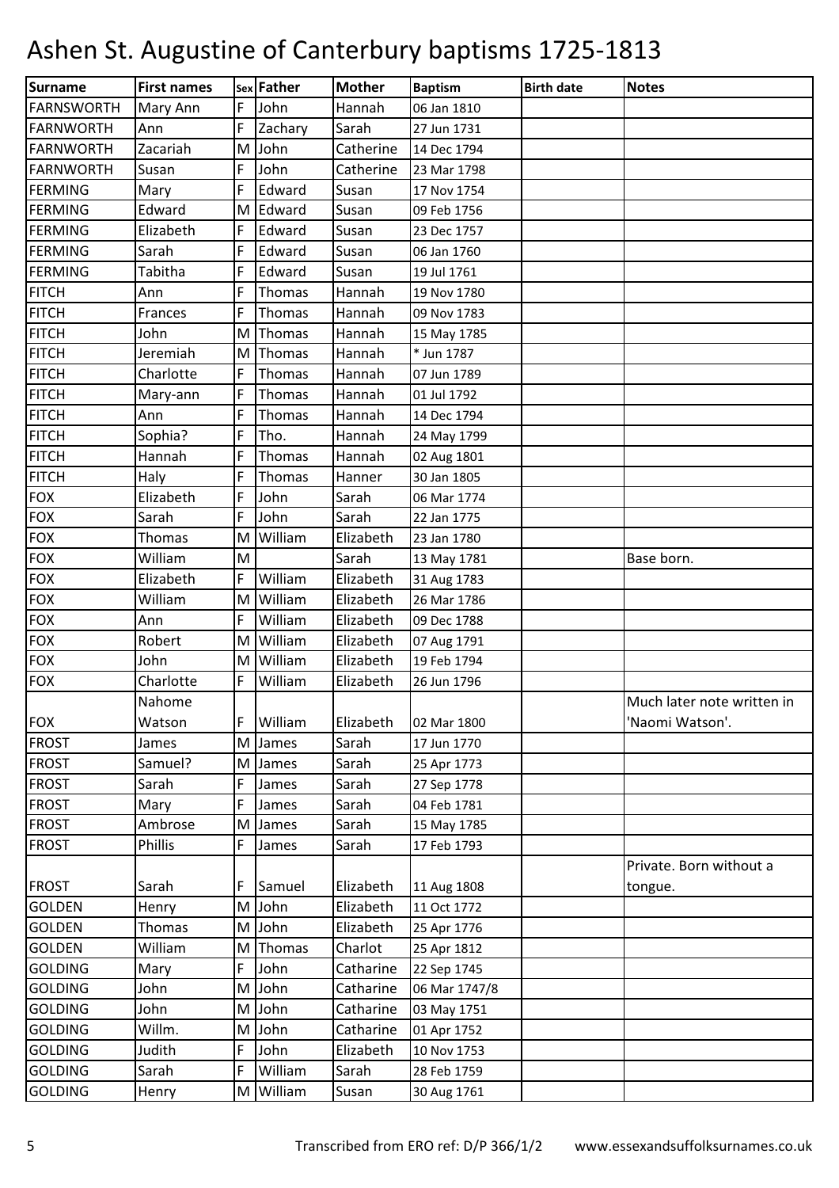# Ashen St. Augustine of Canterbury baptisms 1725-1813

| Surname | First names | Sex | Father | Mother | Baptism | Birth date | Notes |
|---|---|---|---|---|---|---|---|
| FARNSWORTH | Mary Ann | F | John | Hannah | 06 Jan 1810 | | |
| FARNWORTH | Ann | F | Zachary | Sarah | 27 Jun 1731 | | |
| FARNWORTH | Zacariah | M | John | Catherine | 14 Dec 1794 | | |
| FARNWORTH | Susan | F | John | Catherine | 23 Mar 1798 | | |
| FERMING | Mary | F | Edward | Susan | 17 Nov 1754 | | |
| FERMING | Edward | M | Edward | Susan | 09 Feb 1756 | | |
| FERMING | Elizabeth | F | Edward | Susan | 23 Dec 1757 | | |
| FERMING | Sarah | F | Edward | Susan | 06 Jan 1760 | | |
| FERMING | Tabitha | F | Edward | Susan | 19 Jul 1761 | | |
| FITCH | Ann | F | Thomas | Hannah | 19 Nov 1780 | | |
| FITCH | Frances | F | Thomas | Hannah | 09 Nov 1783 | | |
| FITCH | John | M | Thomas | Hannah | 15 May 1785 | | |
| FITCH | Jeremiah | M | Thomas | Hannah | * Jun 1787 | | |
| FITCH | Charlotte | F | Thomas | Hannah | 07 Jun 1789 | | |
| FITCH | Mary-ann | F | Thomas | Hannah | 01 Jul 1792 | | |
| FITCH | Ann | F | Thomas | Hannah | 14 Dec 1794 | | |
| FITCH | Sophia? | F | Tho. | Hannah | 24 May 1799 | | |
| FITCH | Hannah | F | Thomas | Hannah | 02 Aug 1801 | | |
| FITCH | Haly | F | Thomas | Hanner | 30 Jan 1805 | | |
| FOX | Elizabeth | F | John | Sarah | 06 Mar 1774 | | |
| FOX | Sarah | F | John | Sarah | 22 Jan 1775 | | |
| FOX | Thomas | M | William | Elizabeth | 23 Jan 1780 | | |
| FOX | William | M | | Sarah | 13 May 1781 | | Base born. |
| FOX | Elizabeth | F | William | Elizabeth | 31 Aug 1783 | | |
| FOX | William | M | William | Elizabeth | 26 Mar 1786 | | |
| FOX | Ann | F | William | Elizabeth | 09 Dec 1788 | | |
| FOX | Robert | M | William | Elizabeth | 07 Aug 1791 | | |
| FOX | John | M | William | Elizabeth | 19 Feb 1794 | | |
| FOX | Charlotte | F | William | Elizabeth | 26 Jun 1796 | | |
| FOX | Nahome Watson | F | William | Elizabeth | 02 Mar 1800 | | Much later note written in 'Naomi Watson'. |
| FROST | James | M | James | Sarah | 17 Jun 1770 | | |
| FROST | Samuel? | M | James | Sarah | 25 Apr 1773 | | |
| FROST | Sarah | F | James | Sarah | 27 Sep 1778 | | |
| FROST | Mary | F | James | Sarah | 04 Feb 1781 | | |
| FROST | Ambrose | M | James | Sarah | 15 May 1785 | | |
| FROST | Phillis | F | James | Sarah | 17 Feb 1793 | | |
| FROST | Sarah | F | Samuel | Elizabeth | 11 Aug 1808 | | Private. Born without a tongue. |
| GOLDEN | Henry | M | John | Elizabeth | 11 Oct 1772 | | |
| GOLDEN | Thomas | M | John | Elizabeth | 25 Apr 1776 | | |
| GOLDEN | William | M | Thomas | Charlot | 25 Apr 1812 | | |
| GOLDING | Mary | F | John | Catharine | 22 Sep 1745 | | |
| GOLDING | John | M | John | Catharine | 06 Mar 1747/8 | | |
| GOLDING | John | M | John | Catharine | 03 May 1751 | | |
| GOLDING | Willm. | M | John | Catharine | 01 Apr 1752 | | |
| GOLDING | Judith | F | John | Elizabeth | 10 Nov 1753 | | |
| GOLDING | Sarah | F | William | Sarah | 28 Feb 1759 | | |
| GOLDING | Henry | M | William | Susan | 30 Aug 1761 | | |

Transcribed from ERO ref: D/P 366/1/2 www.essexandsuffolksurnames.co.uk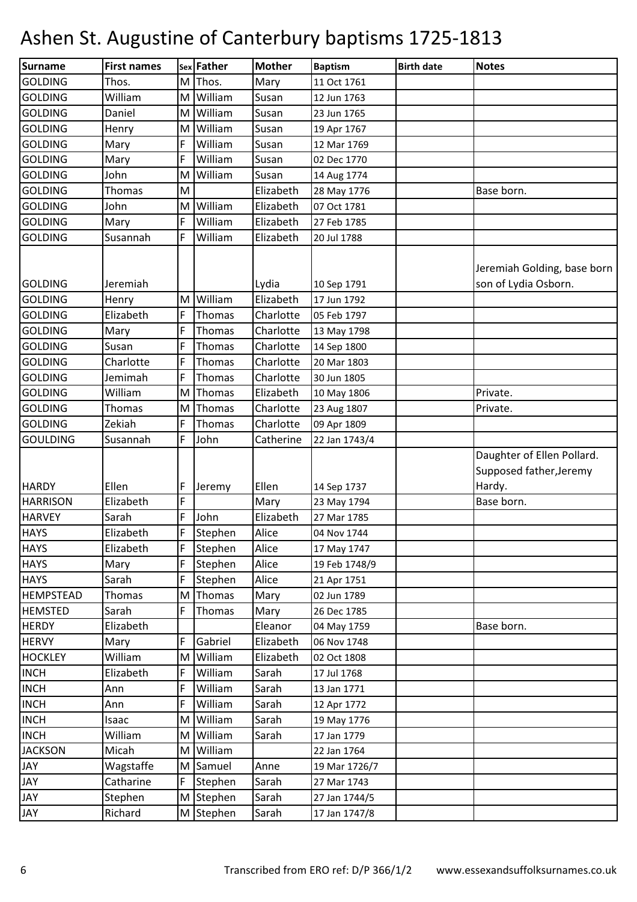# Ashen St. Augustine of Canterbury baptisms 1725-1813

| Surname | First names | Sex | Father | Mother | Baptism | Birth date | Notes |
|---|---|---|---|---|---|---|---|
| GOLDING | Thos. | M | Thos. | Mary | 11 Oct 1761 | | |
| GOLDING | William | M | William | Susan | 12 Jun 1763 | | |
| GOLDING | Daniel | M | William | Susan | 23 Jun 1765 | | |
| GOLDING | Henry | M | William | Susan | 19 Apr 1767 | | |
| GOLDING | Mary | F | William | Susan | 12 Mar 1769 | | |
| GOLDING | Mary | F | William | Susan | 02 Dec 1770 | | |
| GOLDING | John | M | William | Susan | 14 Aug 1774 | | |
| GOLDING | Thomas | M | | Elizabeth | 28 May 1776 | | Base born. |
| GOLDING | John | M | William | Elizabeth | 07 Oct 1781 | | |
| GOLDING | Mary | F | William | Elizabeth | 27 Feb 1785 | | |
| GOLDING | Susannah | F | William | Elizabeth | 20 Jul 1788 | | |
| GOLDING | Jeremiah | | | Lydia | 10 Sep 1791 | | Jeremiah Golding, base born son of Lydia Osborn. |
| GOLDING | Henry | M | William | Elizabeth | 17 Jun 1792 | | |
| GOLDING | Elizabeth | F | Thomas | Charlotte | 05 Feb 1797 | | |
| GOLDING | Mary | F | Thomas | Charlotte | 13 May 1798 | | |
| GOLDING | Susan | F | Thomas | Charlotte | 14 Sep 1800 | | |
| GOLDING | Charlotte | F | Thomas | Charlotte | 20 Mar 1803 | | |
| GOLDING | Jemimah | F | Thomas | Charlotte | 30 Jun 1805 | | |
| GOLDING | William | M | Thomas | Elizabeth | 10 May 1806 | | Private. |
| GOLDING | Thomas | M | Thomas | Charlotte | 23 Aug 1807 | | Private. |
| GOLDING | Zekiah | F | Thomas | Charlotte | 09 Apr 1809 | | |
| GOULDING | Susannah | F | John | Catherine | 22 Jan 1743/4 | | |
| HARDY | Ellen | F | Jeremy | Ellen | 14 Sep 1737 | | Daughter of Ellen Pollard. Supposed father,Jeremy Hardy. |
| HARRISON | Elizabeth | F | | Mary | 23 May 1794 | | Base born. |
| HARVEY | Sarah | F | John | Elizabeth | 27 Mar 1785 | | |
| HAYS | Elizabeth | F | Stephen | Alice | 04 Nov 1744 | | |
| HAYS | Elizabeth | F | Stephen | Alice | 17 May 1747 | | |
| HAYS | Mary | F | Stephen | Alice | 19 Feb 1748/9 | | |
| HAYS | Sarah | F | Stephen | Alice | 21 Apr 1751 | | |
| HEMPSTEAD | Thomas | M | Thomas | Mary | 02 Jun 1789 | | |
| HEMSTED | Sarah | F | Thomas | Mary | 26 Dec 1785 | | |
| HERDY | Elizabeth | | | Eleanor | 04 May 1759 | | Base born. |
| HERVY | Mary | F | Gabriel | Elizabeth | 06 Nov 1748 | | |
| HOCKLEY | William | M | William | Elizabeth | 02 Oct 1808 | | |
| INCH | Elizabeth | F | William | Sarah | 17 Jul 1768 | | |
| INCH | Ann | F | William | Sarah | 13 Jan 1771 | | |
| INCH | Ann | F | William | Sarah | 12 Apr 1772 | | |
| INCH | Isaac | M | William | Sarah | 19 May 1776 | | |
| INCH | William | M | William | Sarah | 17 Jan 1779 | | |
| JACKSON | Micah | M | William | | 22 Jan 1764 | | |
| JAY | Wagstaffe | M | Samuel | Anne | 19 Mar 1726/7 | | |
| JAY | Catharine | F | Stephen | Sarah | 27 Mar 1743 | | |
| JAY | Stephen | M | Stephen | Sarah | 27 Jan 1744/5 | | |
| JAY | Richard | M | Stephen | Sarah | 17 Jan 1747/8 | | |

Transcribed from ERO ref: D/P 366/1/2 www.essexandsuffolksurnames.co.uk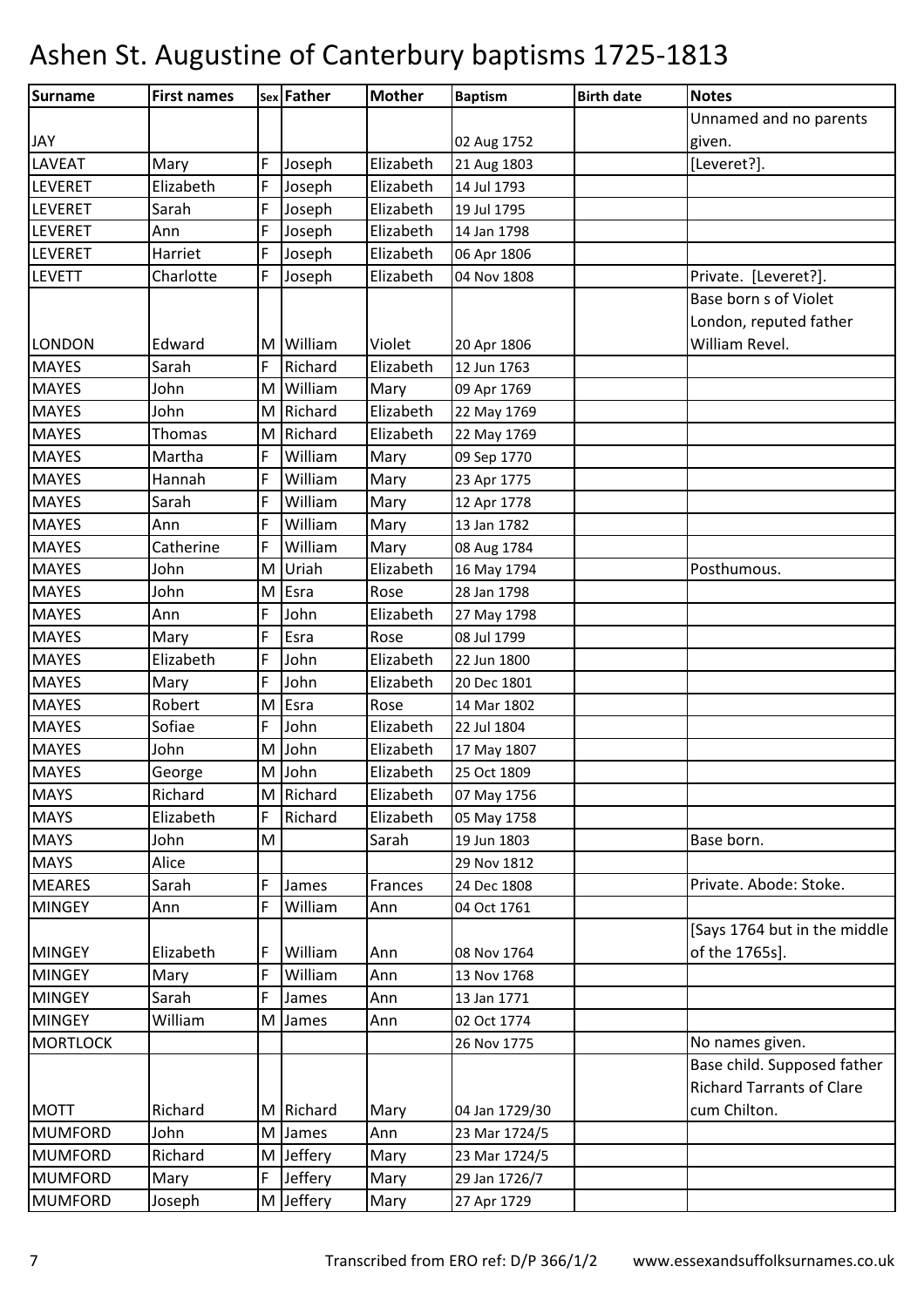# Ashen St. Augustine of Canterbury baptisms 1725-1813

| Surname | First names | Sex | Father | Mother | Baptism | Birth date | Notes |
|---|---|---|---|---|---|---|---|
| JAY | | | | | 02 Aug 1752 | | Unnamed and no parents given. |
| LAVEAT | Mary | F | Joseph | Elizabeth | 21 Aug 1803 | | [Leveret?]. |
| LEVERET | Elizabeth | F | Joseph | Elizabeth | 14 Jul 1793 | | |
| LEVERET | Sarah | F | Joseph | Elizabeth | 19 Jul 1795 | | |
| LEVERET | Ann | F | Joseph | Elizabeth | 14 Jan 1798 | | |
| LEVERET | Harriet | F | Joseph | Elizabeth | 06 Apr 1806 | | |
| LEVETT | Charlotte | F | Joseph | Elizabeth | 04 Nov 1808 | | Private. [Leveret?]. |
| LONDON | Edward | M | William | Violet | 20 Apr 1806 | | Base born s of Violet London, reputed father William Revel. |
| MAYES | Sarah | F | Richard | Elizabeth | 12 Jun 1763 | | |
| MAYES | John | M | William | Mary | 09 Apr 1769 | | |
| MAYES | John | M | Richard | Elizabeth | 22 May 1769 | | |
| MAYES | Thomas | M | Richard | Elizabeth | 22 May 1769 | | |
| MAYES | Martha | F | William | Mary | 09 Sep 1770 | | |
| MAYES | Hannah | F | William | Mary | 23 Apr 1775 | | |
| MAYES | Sarah | F | William | Mary | 12 Apr 1778 | | |
| MAYES | Ann | F | William | Mary | 13 Jan 1782 | | |
| MAYES | Catherine | F | William | Mary | 08 Aug 1784 | | |
| MAYES | John | M | Uriah | Elizabeth | 16 May 1794 | | Posthumous. |
| MAYES | John | M | Esra | Rose | 28 Jan 1798 | | |
| MAYES | Ann | F | John | Elizabeth | 27 May 1798 | | |
| MAYES | Mary | F | Esra | Rose | 08 Jul 1799 | | |
| MAYES | Elizabeth | F | John | Elizabeth | 22 Jun 1800 | | |
| MAYES | Mary | F | John | Elizabeth | 20 Dec 1801 | | |
| MAYES | Robert | M | Esra | Rose | 14 Mar 1802 | | |
| MAYES | Sofiae | F | John | Elizabeth | 22 Jul 1804 | | |
| MAYES | John | M | John | Elizabeth | 17 May 1807 | | |
| MAYES | George | M | John | Elizabeth | 25 Oct 1809 | | |
| MAYS | Richard | M | Richard | Elizabeth | 07 May 1756 | | |
| MAYS | Elizabeth | F | Richard | Elizabeth | 05 May 1758 | | |
| MAYS | John | M | | Sarah | 19 Jun 1803 | | Base born. |
| MAYS | Alice | | | | 29 Nov 1812 | | |
| MEARES | Sarah | F | James | Frances | 24 Dec 1808 | | Private. Abode: Stoke. |
| MINGEY | Ann | F | William | Ann | 04 Oct 1761 | | |
| MINGEY | Elizabeth | F | William | Ann | 08 Nov 1764 | | [Says 1764 but in the middle of the 1765s]. |
| MINGEY | Mary | F | William | Ann | 13 Nov 1768 | | |
| MINGEY | Sarah | F | James | Ann | 13 Jan 1771 | | |
| MINGEY | William | M | James | Ann | 02 Oct 1774 | | |
| MORTLOCK | | | | | 26 Nov 1775 | | No names given. |
| MOTT | Richard | M | Richard | Mary | 04 Jan 1729/30 | | Base child. Supposed father Richard Tarrants of Clare cum Chilton. |
| MUMFORD | John | M | James | Ann | 23 Mar 1724/5 | | |
| MUMFORD | Richard | M | Jeffery | Mary | 23 Mar 1724/5 | | |
| MUMFORD | Mary | F | Jeffery | Mary | 29 Jan 1726/7 | | |
| MUMFORD | Joseph | M | Jeffery | Mary | 27 Apr 1729 | | |

Transcribed from ERO ref: D/P 366/1/2 www.essexandsuffolksurnames.co.uk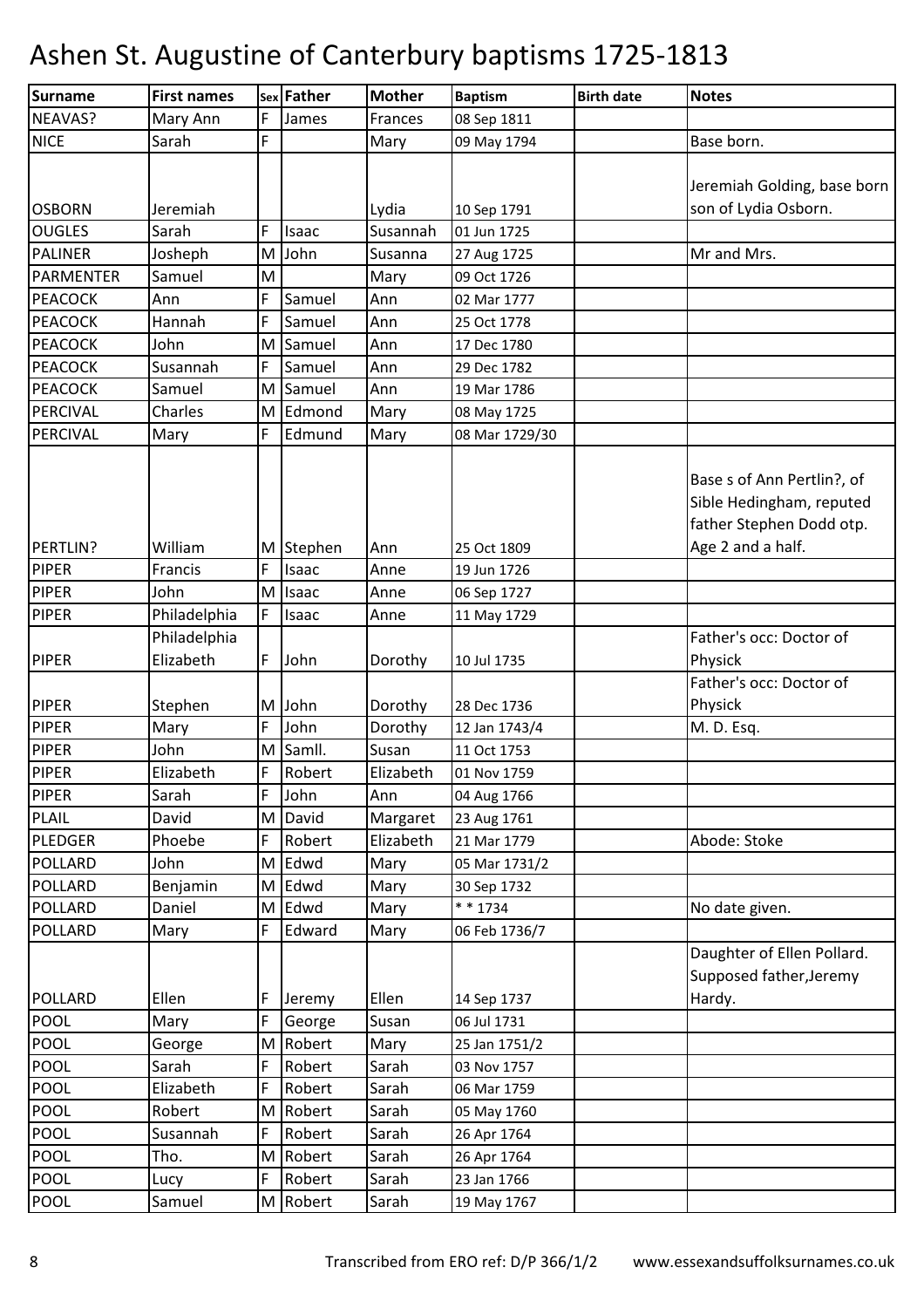# Ashen St. Augustine of Canterbury baptisms 1725-1813

| Surname | First names | Sex | Father | Mother | Baptism | Birth date | Notes |
|---|---|---|---|---|---|---|---|
| NEAVAS? | Mary Ann | F | James | Frances | 08 Sep 1811 | | |
| NICE | Sarah | F | | Mary | 09 May 1794 | | Base born. |
| OSBORN | Jeremiah | | | Lydia | 10 Sep 1791 | | Jeremiah Golding, base born son of Lydia Osborn. |
| OUGLES | Sarah | F | Isaac | Susannah | 01 Jun 1725 | | |
| PALINER | Josheph | M | John | Susanna | 27 Aug 1725 | | Mr and Mrs. |
| PARMENTER | Samuel | M | | Mary | 09 Oct 1726 | | |
| PEACOCK | Ann | F | Samuel | Ann | 02 Mar 1777 | | |
| PEACOCK | Hannah | F | Samuel | Ann | 25 Oct 1778 | | |
| PEACOCK | John | M | Samuel | Ann | 17 Dec 1780 | | |
| PEACOCK | Susannah | F | Samuel | Ann | 29 Dec 1782 | | |
| PEACOCK | Samuel | M | Samuel | Ann | 19 Mar 1786 | | |
| PERCIVAL | Charles | M | Edmond | Mary | 08 May 1725 | | |
| PERCIVAL | Mary | F | Edmund | Mary | 08 Mar 1729/30 | | |
| PERTLIN? | William | M | Stephen | Ann | 25 Oct 1809 | | Base s of Ann Pertlin?, of Sible Hedingham, reputed father Stephen Dodd otp. Age 2 and a half. |
| PIPER | Francis | F | Isaac | Anne | 19 Jun 1726 | | |
| PIPER | John | M | Isaac | Anne | 06 Sep 1727 | | |
| PIPER | Philadelphia | F | Isaac | Anne | 11 May 1729 | | |
| PIPER | Philadelphia Elizabeth | F | John | Dorothy | 10 Jul 1735 | | Father's occ: Doctor of Physick |
| PIPER | Stephen | M | John | Dorothy | 28 Dec 1736 | | Father's occ: Doctor of Physick |
| PIPER | Mary | F | John | Dorothy | 12 Jan 1743/4 | | M. D. Esq. |
| PIPER | John | M | Samll. | Susan | 11 Oct 1753 | | |
| PIPER | Elizabeth | F | Robert | Elizabeth | 01 Nov 1759 | | |
| PIPER | Sarah | F | John | Ann | 04 Aug 1766 | | |
| PLAIL | David | M | David | Margaret | 23 Aug 1761 | | |
| PLEDGER | Phoebe | F | Robert | Elizabeth | 21 Mar 1779 | | Abode: Stoke |
| POLLARD | John | M | Edwd | Mary | 05 Mar 1731/2 | | |
| POLLARD | Benjamin | M | Edwd | Mary | 30 Sep 1732 | | |
| POLLARD | Daniel | M | Edwd | Mary | * * 1734 | | No date given. |
| POLLARD | Mary | F | Edward | Mary | 06 Feb 1736/7 | | |
| POLLARD | Ellen | F | Jeremy | Ellen | 14 Sep 1737 | | Daughter of Ellen Pollard. Supposed father,Jeremy Hardy. |
| POOL | Mary | F | George | Susan | 06 Jul 1731 | | |
| POOL | George | M | Robert | Mary | 25 Jan 1751/2 | | |
| POOL | Sarah | F | Robert | Sarah | 03 Nov 1757 | | |
| POOL | Elizabeth | F | Robert | Sarah | 06 Mar 1759 | | |
| POOL | Robert | M | Robert | Sarah | 05 May 1760 | | |
| POOL | Susannah | F | Robert | Sarah | 26 Apr 1764 | | |
| POOL | Tho. | M | Robert | Sarah | 26 Apr 1764 | | |
| POOL | Lucy | F | Robert | Sarah | 23 Jan 1766 | | |
| POOL | Samuel | M | Robert | Sarah | 19 May 1767 | | |

Transcribed from ERO ref: D/P 366/1/2 www.essexandsuffolksurnames.co.uk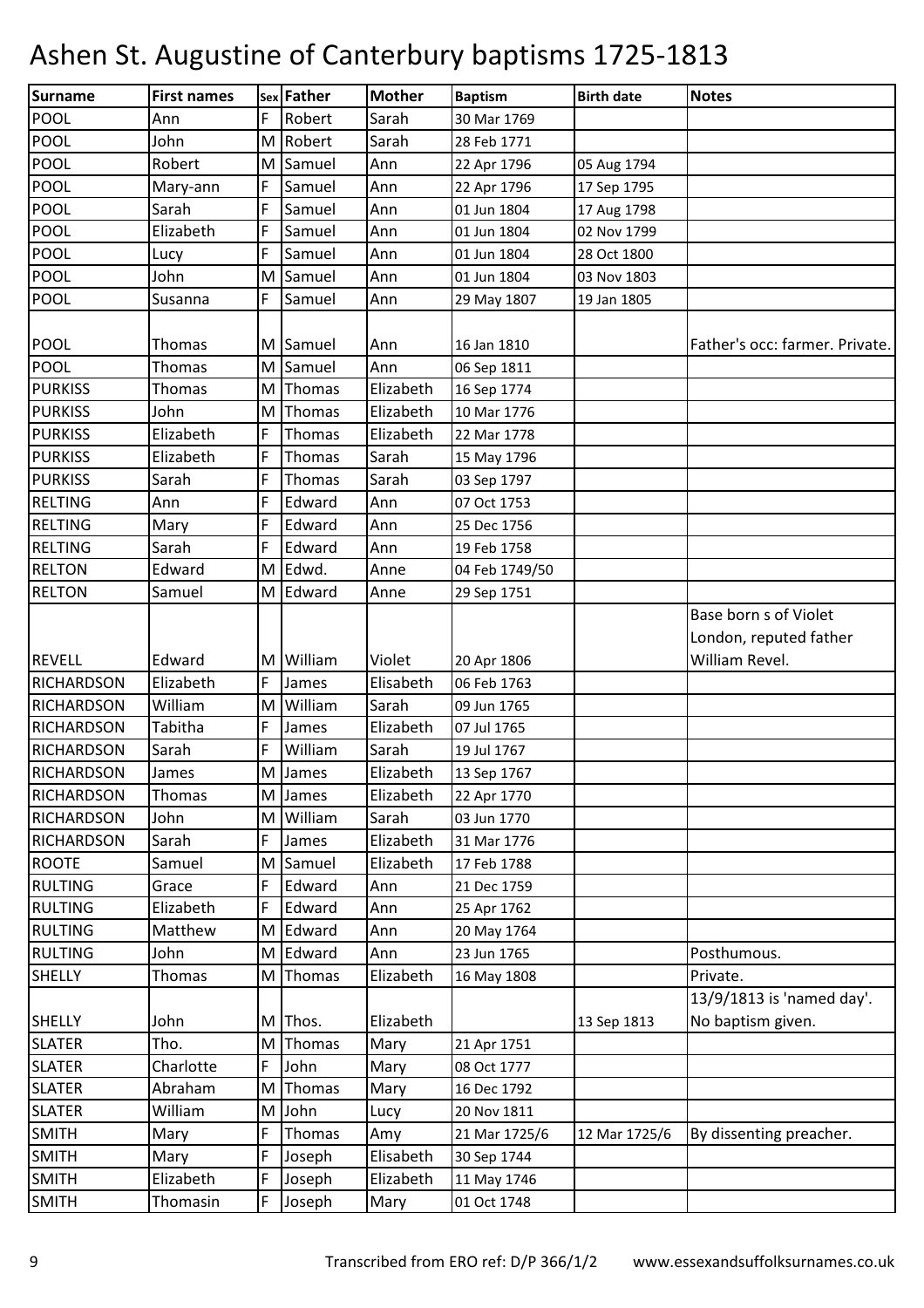# Ashen St. Augustine of Canterbury baptisms 1725-1813

| Surname | First names | Sex | Father | Mother | Baptism | Birth date | Notes |
|---|---|---|---|---|---|---|---|
| POOL | Ann | F | Robert | Sarah | 30 Mar 1769 | | |
| POOL | John | M | Robert | Sarah | 28 Feb 1771 | | |
| POOL | Robert | M | Samuel | Ann | 22 Apr 1796 | 05 Aug 1794 | |
| POOL | Mary-ann | F | Samuel | Ann | 22 Apr 1796 | 17 Sep 1795 | |
| POOL | Sarah | F | Samuel | Ann | 01 Jun 1804 | 17 Aug 1798 | |
| POOL | Elizabeth | F | Samuel | Ann | 01 Jun 1804 | 02 Nov 1799 | |
| POOL | Lucy | F | Samuel | Ann | 01 Jun 1804 | 28 Oct 1800 | |
| POOL | John | M | Samuel | Ann | 01 Jun 1804 | 03 Nov 1803 | |
| POOL | Susanna | F | Samuel | Ann | 29 May 1807 | 19 Jan 1805 | |
| POOL | Thomas | M | Samuel | Ann | 16 Jan 1810 | | Father's occ: farmer. Private. |
| POOL | Thomas | M | Samuel | Ann | 06 Sep 1811 | | |
| PURKISS | Thomas | M | Thomas | Elizabeth | 16 Sep 1774 | | |
| PURKISS | John | M | Thomas | Elizabeth | 10 Mar 1776 | | |
| PURKISS | Elizabeth | F | Thomas | Elizabeth | 22 Mar 1778 | | |
| PURKISS | Elizabeth | F | Thomas | Sarah | 15 May 1796 | | |
| PURKISS | Sarah | F | Thomas | Sarah | 03 Sep 1797 | | |
| RELTING | Ann | F | Edward | Ann | 07 Oct 1753 | | |
| RELTING | Mary | F | Edward | Ann | 25 Dec 1756 | | |
| RELTING | Sarah | F | Edward | Ann | 19 Feb 1758 | | |
| RELTON | Edward | M | Edwd. | Anne | 04 Feb 1749/50 | | |
| RELTON | Samuel | M | Edward | Anne | 29 Sep 1751 | | |
| REVELL | Edward | M | William | Violet | 20 Apr 1806 | | Base born s of Violet London, reputed father William Revel. |
| RICHARDSON | Elizabeth | F | James | Elisabeth | 06 Feb 1763 | | |
| RICHARDSON | William | M | William | Sarah | 09 Jun 1765 | | |
| RICHARDSON | Tabitha | F | James | Elizabeth | 07 Jul 1765 | | |
| RICHARDSON | Sarah | F | William | Sarah | 19 Jul 1767 | | |
| RICHARDSON | James | M | James | Elizabeth | 13 Sep 1767 | | |
| RICHARDSON | Thomas | M | James | Elizabeth | 22 Apr 1770 | | |
| RICHARDSON | John | M | William | Sarah | 03 Jun 1770 | | |
| RICHARDSON | Sarah | F | James | Elizabeth | 31 Mar 1776 | | |
| ROOTE | Samuel | M | Samuel | Elizabeth | 17 Feb 1788 | | |
| RULTING | Grace | F | Edward | Ann | 21 Dec 1759 | | |
| RULTING | Elizabeth | F | Edward | Ann | 25 Apr 1762 | | |
| RULTING | Matthew | M | Edward | Ann | 20 May 1764 | | |
| RULTING | John | M | Edward | Ann | 23 Jun 1765 | | Posthumous. |
| SHELLY | Thomas | M | Thomas | Elizabeth | 16 May 1808 | | Private. |
| SHELLY | John | M | Thos. | Elizabeth | | 13 Sep 1813 | 13/9/1813 is 'named day'. No baptism given. |
| SLATER | Tho. | M | Thomas | Mary | 21 Apr 1751 | | |
| SLATER | Charlotte | F | John | Mary | 08 Oct 1777 | | |
| SLATER | Abraham | M | Thomas | Mary | 16 Dec 1792 | | |
| SLATER | William | M | John | Lucy | 20 Nov 1811 | | |
| SMITH | Mary | F | Thomas | Amy | 21 Mar 1725/6 | 12 Mar 1725/6 | By dissenting preacher. |
| SMITH | Mary | F | Joseph | Elisabeth | 30 Sep 1744 | | |
| SMITH | Elizabeth | F | Joseph | Elizabeth | 11 May 1746 | | |
| SMITH | Thomasin | F | Joseph | Mary | 01 Oct 1748 | | |

Transcribed from ERO ref: D/P 366/1/2 www.essexandsuffolksurnames.co.uk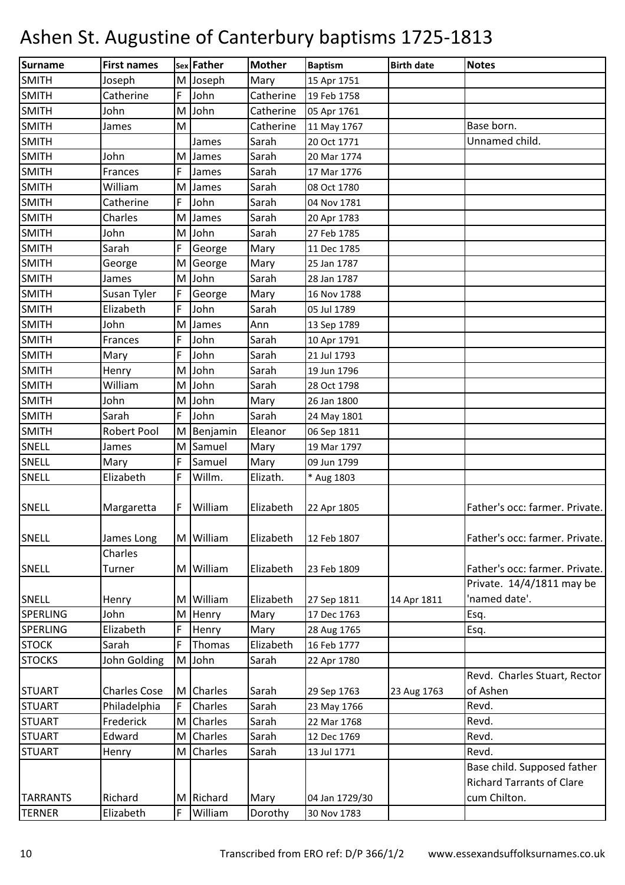# Ashen St. Augustine of Canterbury baptisms 1725-1813

| Surname | First names | Sex | Father | Mother | Baptism | Birth date | Notes |
|---|---|---|---|---|---|---|---|
| SMITH | Joseph | M | Joseph | Mary | 15 Apr 1751 | | |
| SMITH | Catherine | F | John | Catherine | 19 Feb 1758 | | |
| SMITH | John | M | John | Catherine | 05 Apr 1761 | | |
| SMITH | James | M | | Catherine | 11 May 1767 | | Base born. |
| SMITH | | | James | Sarah | 20 Oct 1771 | | Unnamed child. |
| SMITH | John | M | James | Sarah | 20 Mar 1774 | | |
| SMITH | Frances | F | James | Sarah | 17 Mar 1776 | | |
| SMITH | William | M | James | Sarah | 08 Oct 1780 | | |
| SMITH | Catherine | F | John | Sarah | 04 Nov 1781 | | |
| SMITH | Charles | M | James | Sarah | 20 Apr 1783 | | |
| SMITH | John | M | John | Sarah | 27 Feb 1785 | | |
| SMITH | Sarah | F | George | Mary | 11 Dec 1785 | | |
| SMITH | George | M | George | Mary | 25 Jan 1787 | | |
| SMITH | James | M | John | Sarah | 28 Jan 1787 | | |
| SMITH | Susan Tyler | F | George | Mary | 16 Nov 1788 | | |
| SMITH | Elizabeth | F | John | Sarah | 05 Jul 1789 | | |
| SMITH | John | M | James | Ann | 13 Sep 1789 | | |
| SMITH | Frances | F | John | Sarah | 10 Apr 1791 | | |
| SMITH | Mary | F | John | Sarah | 21 Jul 1793 | | |
| SMITH | Henry | M | John | Sarah | 19 Jun 1796 | | |
| SMITH | William | M | John | Sarah | 28 Oct 1798 | | |
| SMITH | John | M | John | Mary | 26 Jan 1800 | | |
| SMITH | Sarah | F | John | Sarah | 24 May 1801 | | |
| SMITH | Robert Pool | M | Benjamin | Eleanor | 06 Sep 1811 | | |
| SNELL | James | M | Samuel | Mary | 19 Mar 1797 | | |
| SNELL | Mary | F | Samuel | Mary | 09 Jun 1799 | | |
| SNELL | Elizabeth | F | Willm. | Elizath. | * Aug 1803 | | |
| SNELL | Margaretta | F | William | Elizabeth | 22 Apr 1805 | | Father's occ: farmer. Private. |
| SNELL | James Long | M | William | Elizabeth | 12 Feb 1807 | | Father's occ: farmer. Private. |
| SNELL | Charles Turner | M | William | Elizabeth | 23 Feb 1809 | | Father's occ: farmer. Private. |
| SNELL | Henry | M | William | Elizabeth | 27 Sep 1811 | 14 Apr 1811 | Private. 14/4/1811 may be 'named date'. |
| SPERLING | John | M | Henry | Mary | 17 Dec 1763 | | Esq. |
| SPERLING | Elizabeth | F | Henry | Mary | 28 Aug 1765 | | Esq. |
| STOCK | Sarah | F | Thomas | Elizabeth | 16 Feb 1777 | | |
| STOCKS | John Golding | M | John | Sarah | 22 Apr 1780 | | |
| STUART | Charles Cose | M | Charles | Sarah | 29 Sep 1763 | 23 Aug 1763 | Revd. Charles Stuart, Rector of Ashen |
| STUART | Philadelphia | F | Charles | Sarah | 23 May 1766 | | Revd. |
| STUART | Frederick | M | Charles | Sarah | 22 Mar 1768 | | Revd. |
| STUART | Edward | M | Charles | Sarah | 12 Dec 1769 | | Revd. |
| STUART | Henry | M | Charles | Sarah | 13 Jul 1771 | | Revd. |
| TARRANTS | Richard | M | Richard | Mary | 04 Jan 1729/30 | | Base child. Supposed father Richard Tarrants of Clare cum Chilton. |
| TERNER | Elizabeth | F | William | Dorothy | 30 Nov 1783 | | |

Transcribed from ERO ref: D/P 366/1/2 www.essexandsuffolksurnames.co.uk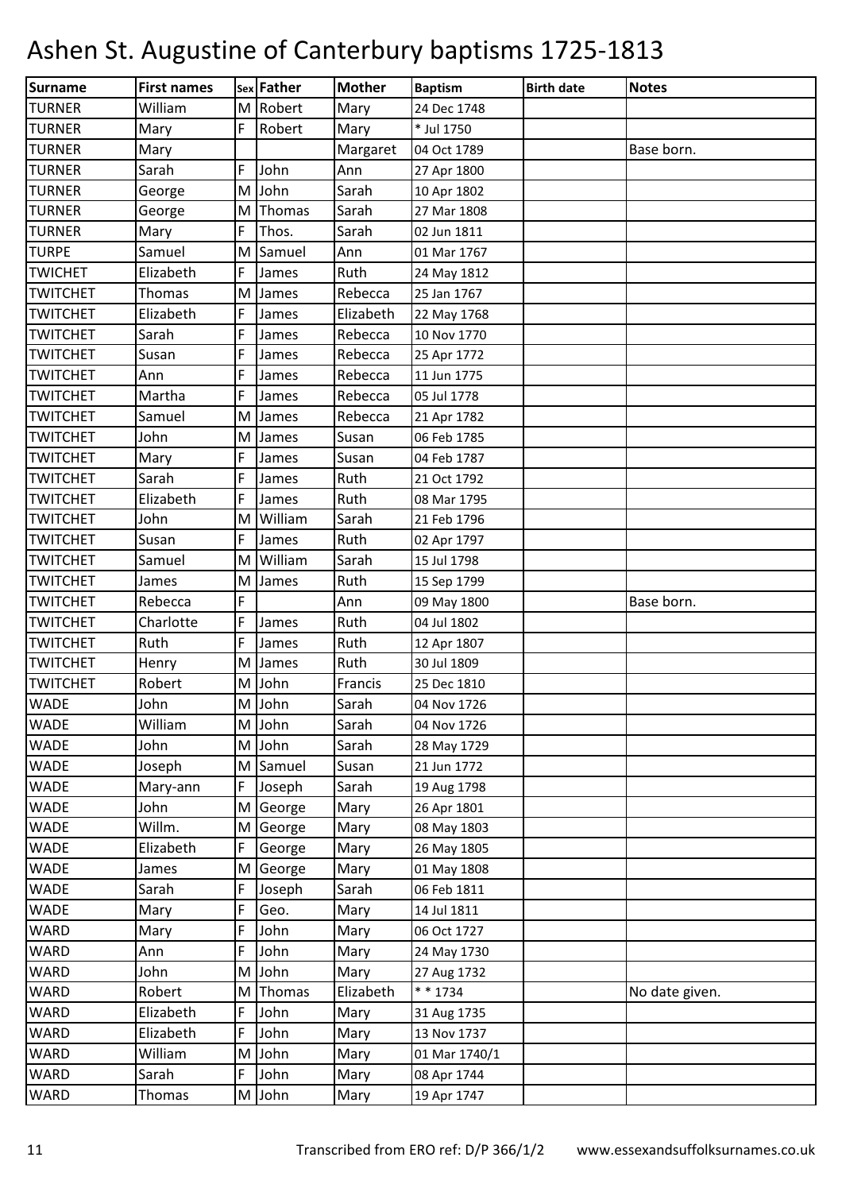# Ashen St. Augustine of Canterbury baptisms 1725-1813

| Surname | First names | Sex | Father | Mother | Baptism | Birth date | Notes |
|---|---|---|---|---|---|---|---|
| TURNER | William | M | Robert | Mary | 24 Dec 1748 | | |
| TURNER | Mary | F | Robert | Mary | * Jul 1750 | | |
| TURNER | Mary | | | Margaret | 04 Oct 1789 | | Base born. |
| TURNER | Sarah | F | John | Ann | 27 Apr 1800 | | |
| TURNER | George | M | John | Sarah | 10 Apr 1802 | | |
| TURNER | George | M | Thomas | Sarah | 27 Mar 1808 | | |
| TURNER | Mary | F | Thos. | Sarah | 02 Jun 1811 | | |
| TURPE | Samuel | M | Samuel | Ann | 01 Mar 1767 | | |
| TWICHET | Elizabeth | F | James | Ruth | 24 May 1812 | | |
| TWITCHET | Thomas | M | James | Rebecca | 25 Jan 1767 | | |
| TWITCHET | Elizabeth | F | James | Elizabeth | 22 May 1768 | | |
| TWITCHET | Sarah | F | James | Rebecca | 10 Nov 1770 | | |
| TWITCHET | Susan | F | James | Rebecca | 25 Apr 1772 | | |
| TWITCHET | Ann | F | James | Rebecca | 11 Jun 1775 | | |
| TWITCHET | Martha | F | James | Rebecca | 05 Jul 1778 | | |
| TWITCHET | Samuel | M | James | Rebecca | 21 Apr 1782 | | |
| TWITCHET | John | M | James | Susan | 06 Feb 1785 | | |
| TWITCHET | Mary | F | James | Susan | 04 Feb 1787 | | |
| TWITCHET | Sarah | F | James | Ruth | 21 Oct 1792 | | |
| TWITCHET | Elizabeth | F | James | Ruth | 08 Mar 1795 | | |
| TWITCHET | John | M | William | Sarah | 21 Feb 1796 | | |
| TWITCHET | Susan | F | James | Ruth | 02 Apr 1797 | | |
| TWITCHET | Samuel | M | William | Sarah | 15 Jul 1798 | | |
| TWITCHET | James | M | James | Ruth | 15 Sep 1799 | | |
| TWITCHET | Rebecca | F | | Ann | 09 May 1800 | | Base born. |
| TWITCHET | Charlotte | F | James | Ruth | 04 Jul 1802 | | |
| TWITCHET | Ruth | F | James | Ruth | 12 Apr 1807 | | |
| TWITCHET | Henry | M | James | Ruth | 30 Jul 1809 | | |
| TWITCHET | Robert | M | John | Francis | 25 Dec 1810 | | |
| WADE | John | M | John | Sarah | 04 Nov 1726 | | |
| WADE | William | M | John | Sarah | 04 Nov 1726 | | |
| WADE | John | M | John | Sarah | 28 May 1729 | | |
| WADE | Joseph | M | Samuel | Susan | 21 Jun 1772 | | |
| WADE | Mary-ann | F | Joseph | Sarah | 19 Aug 1798 | | |
| WADE | John | M | George | Mary | 26 Apr 1801 | | |
| WADE | Willm. | M | George | Mary | 08 May 1803 | | |
| WADE | Elizabeth | F | George | Mary | 26 May 1805 | | |
| WADE | James | M | George | Mary | 01 May 1808 | | |
| WADE | Sarah | F | Joseph | Sarah | 06 Feb 1811 | | |
| WADE | Mary | F | Geo. | Mary | 14 Jul 1811 | | |
| WARD | Mary | F | John | Mary | 06 Oct 1727 | | |
| WARD | Ann | F | John | Mary | 24 May 1730 | | |
| WARD | John | M | John | Mary | 27 Aug 1732 | | |
| WARD | Robert | M | Thomas | Elizabeth | * * 1734 | | No date given. |
| WARD | Elizabeth | F | John | Mary | 31 Aug 1735 | | |
| WARD | Elizabeth | F | John | Mary | 13 Nov 1737 | | |
| WARD | William | M | John | Mary | 01 Mar 1740/1 | | |
| WARD | Sarah | F | John | Mary | 08 Apr 1744 | | |
| WARD | Thomas | M | John | Mary | 19 Apr 1747 | | |

Transcribed from ERO ref: D/P 366/1/2 www.essexandsuffolksurnames.co.uk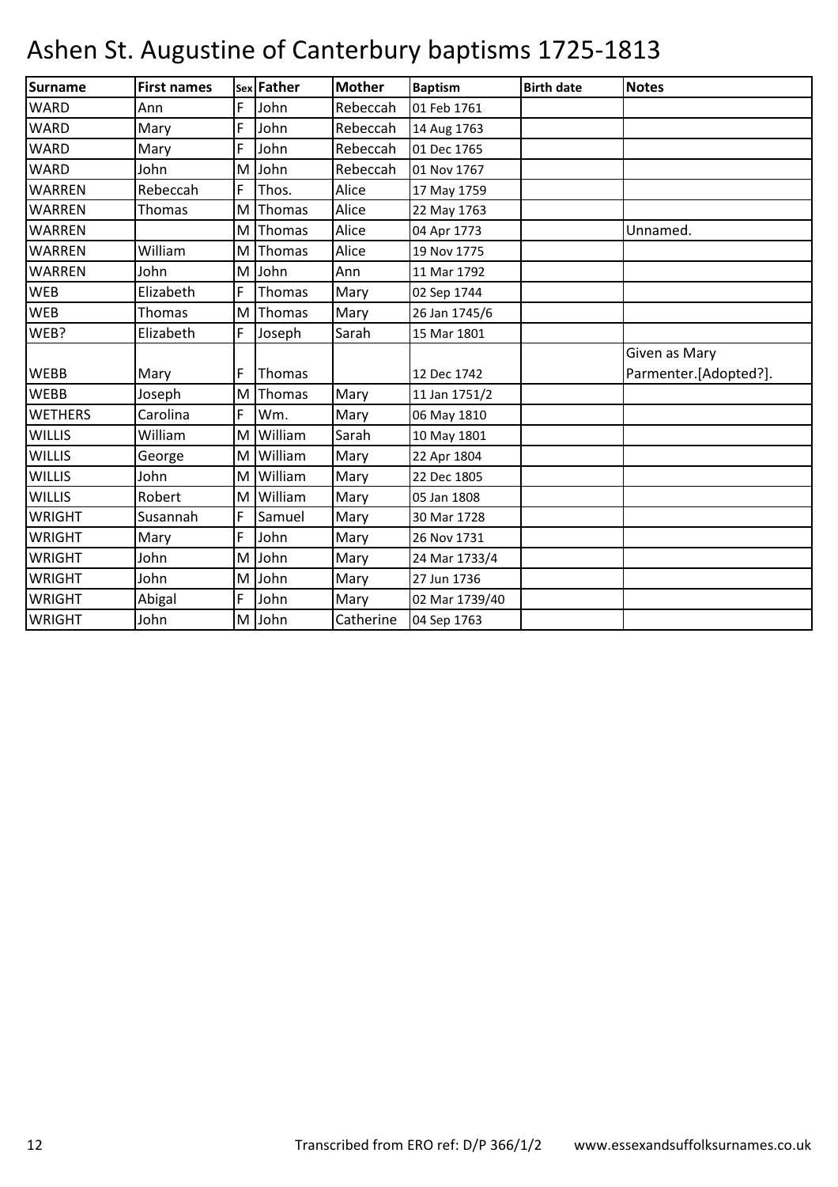# Ashen St. Augustine of Canterbury baptisms 1725-1813

| Surname | First names | Sex | Father | Mother | Baptism | Birth date | Notes |
|---|---|---|---|---|---|---|---|
| WARD | Ann | F | John | Rebeccah | 01 Feb 1761 | | |
| WARD | Mary | F | John | Rebeccah | 14 Aug 1763 | | |
| WARD | Mary | F | John | Rebeccah | 01 Dec 1765 | | |
| WARD | John | M | John | Rebeccah | 01 Nov 1767 | | |
| WARREN | Rebeccah | F | Thos. | Alice | 17 May 1759 | | |
| WARREN | Thomas | M | Thomas | Alice | 22 May 1763 | | |
| WARREN | | M | Thomas | Alice | 04 Apr 1773 | | Unnamed. |
| WARREN | William | M | Thomas | Alice | 19 Nov 1775 | | |
| WARREN | John | M | John | Ann | 11 Mar 1792 | | |
| WEB | Elizabeth | F | Thomas | Mary | 02 Sep 1744 | | |
| WEB | Thomas | M | Thomas | Mary | 26 Jan 1745/6 | | |
| WEB? | Elizabeth | F | Joseph | Sarah | 15 Mar 1801 | | |
| WEBB | Mary | F | Thomas | | 12 Dec 1742 | | Given as Mary Parmenter.[Adopted?]. |
| WEBB | Joseph | M | Thomas | Mary | 11 Jan 1751/2 | | |
| WETHERS | Carolina | F | Wm. | Mary | 06 May 1810 | | |
| WILLIS | William | M | William | Sarah | 10 May 1801 | | |
| WILLIS | George | M | William | Mary | 22 Apr 1804 | | |
| WILLIS | John | M | William | Mary | 22 Dec 1805 | | |
| WILLIS | Robert | M | William | Mary | 05 Jan 1808 | | |
| WRIGHT | Susannah | F | Samuel | Mary | 30 Mar 1728 | | |
| WRIGHT | Mary | F | John | Mary | 26 Nov 1731 | | |
| WRIGHT | John | M | John | Mary | 24 Mar 1733/4 | | |
| WRIGHT | John | M | John | Mary | 27 Jun 1736 | | |
| WRIGHT | Abigal | F | John | Mary | 02 Mar 1739/40 | | |
| WRIGHT | John | M | John | Catherine | 04 Sep 1763 | | |

Transcribed from ERO ref: D/P 366/1/2 www.essexandsuffolksurnames.co.uk